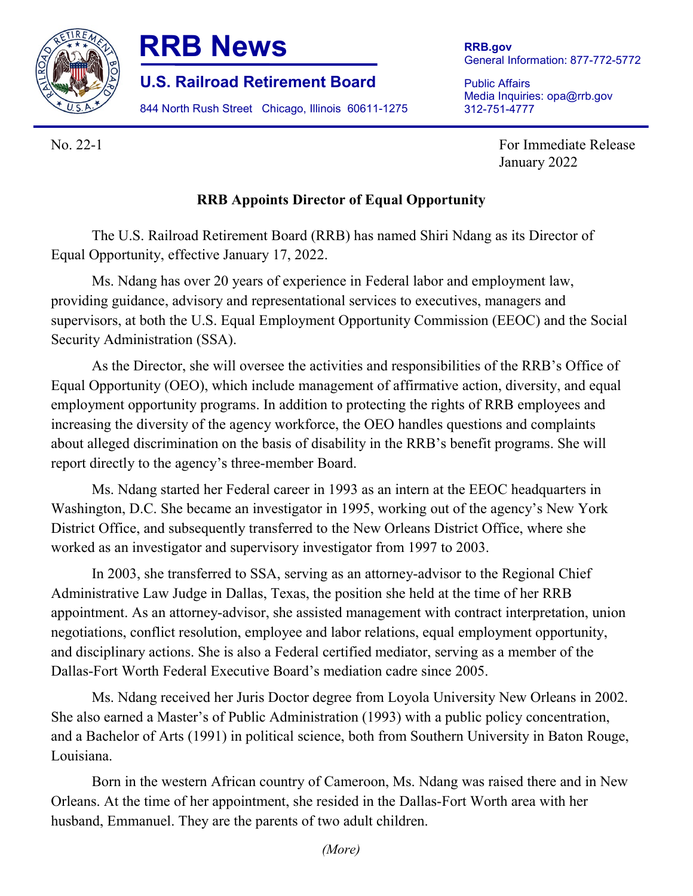# RRB News

## U.S. Railroad Retirement Board

844 North Rush Street Chicago, Illinois 60611-1275

**RRB.gov**
General Information: 877-772-5772

Public Affairs
Media Inquiries: opa@rrb.gov
312-751-4777

No. 22-1

For Immediate Release
January 2022

**RRB Appoints Director of Equal Opportunity**

The U.S. Railroad Retirement Board (RRB) has named Shiri Ndang as its Director of Equal Opportunity, effective January 17, 2022.

Ms. Ndang has over 20 years of experience in Federal labor and employment law, providing guidance, advisory and representational services to executives, managers and supervisors, at both the U.S. Equal Employment Opportunity Commission (EEOC) and the Social Security Administration (SSA).

As the Director, she will oversee the activities and responsibilities of the RRB's Office of Equal Opportunity (OEO), which include management of affirmative action, diversity, and equal employment opportunity programs. In addition to protecting the rights of RRB employees and increasing the diversity of the agency workforce, the OEO handles questions and complaints about alleged discrimination on the basis of disability in the RRB's benefit programs. She will report directly to the agency's three-member Board.

Ms. Ndang started her Federal career in 1993 as an intern at the EEOC headquarters in Washington, D.C. She became an investigator in 1995, working out of the agency's New York District Office, and subsequently transferred to the New Orleans District Office, where she worked as an investigator and supervisory investigator from 1997 to 2003.

In 2003, she transferred to SSA, serving as an attorney-advisor to the Regional Chief Administrative Law Judge in Dallas, Texas, the position she held at the time of her RRB appointment. As an attorney-advisor, she assisted management with contract interpretation, union negotiations, conflict resolution, employee and labor relations, equal employment opportunity, and disciplinary actions. She is also a Federal certified mediator, serving as a member of the Dallas-Fort Worth Federal Executive Board's mediation cadre since 2005.

Ms. Ndang received her Juris Doctor degree from Loyola University New Orleans in 2002. She also earned a Master's of Public Administration (1993) with a public policy concentration, and a Bachelor of Arts (1991) in political science, both from Southern University in Baton Rouge, Louisiana.

Born in the western African country of Cameroon, Ms. Ndang was raised there and in New Orleans. At the time of her appointment, she resided in the Dallas-Fort Worth area with her husband, Emmanuel. They are the parents of two adult children.

*(More)*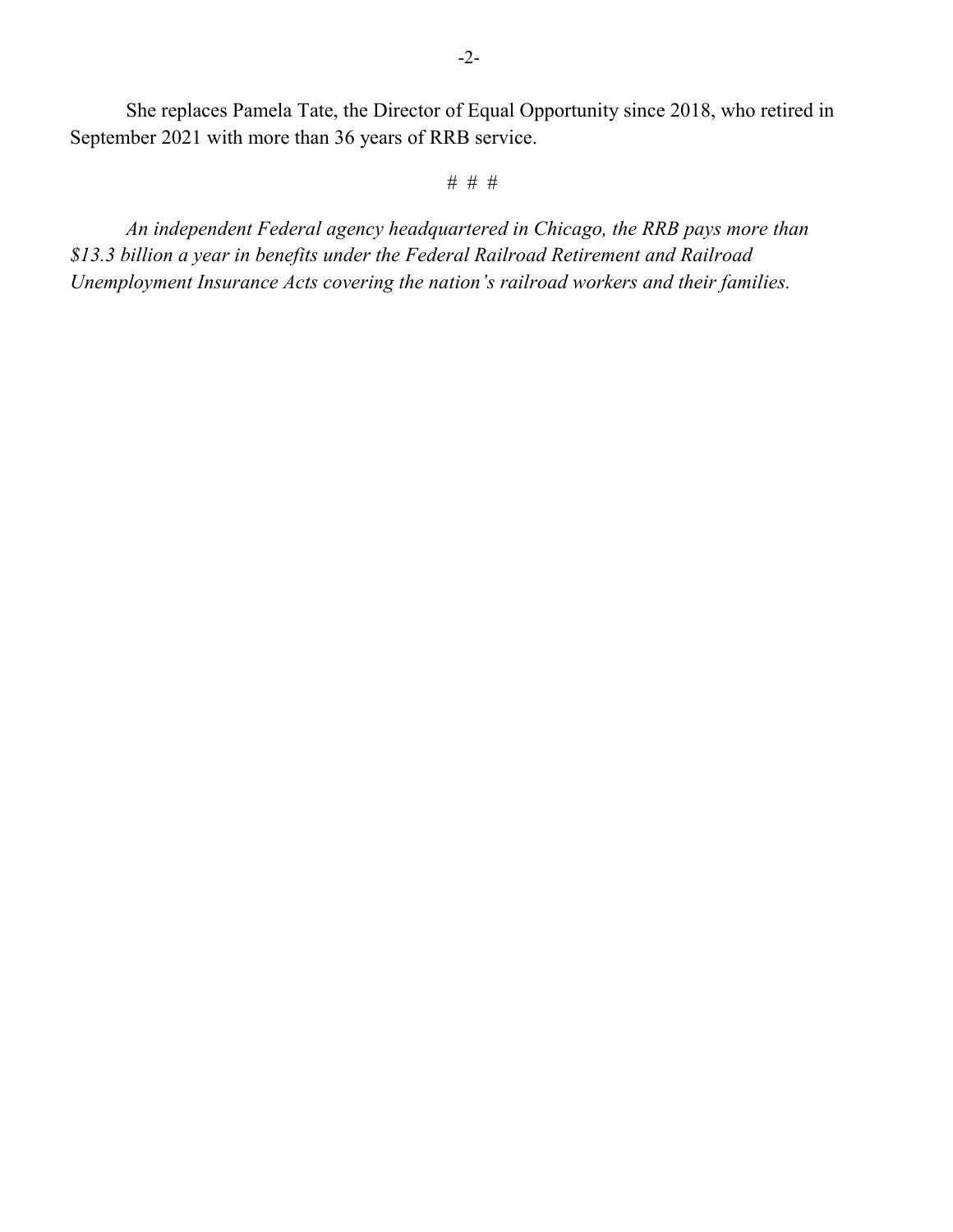She replaces Pamela Tate, the Director of Equal Opportunity since 2018, who retired in September 2021 with more than 36 years of RRB service.

# # #

*An independent Federal agency headquartered in Chicago, the RRB pays more than $13.3 billion a year in benefits under the Federal Railroad Retirement and Railroad Unemployment Insurance Acts covering the nation's railroad workers and their families.*